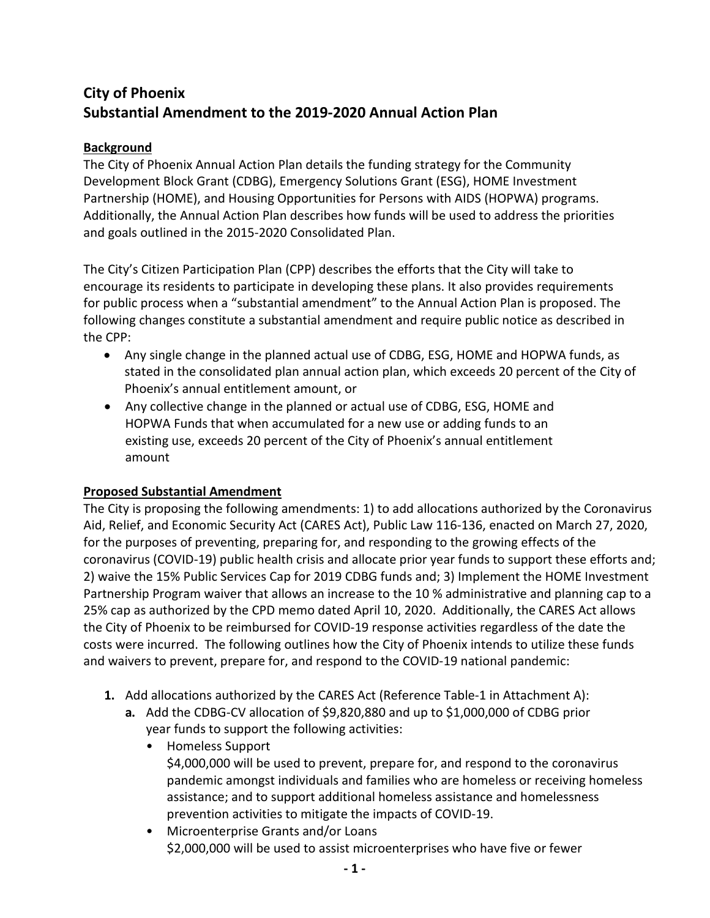# City of Phoenix
# Substantial Amendment to the 2019-2020 Annual Action Plan

**Background**

The City of Phoenix Annual Action Plan details the funding strategy for the Community Development Block Grant (CDBG), Emergency Solutions Grant (ESG), HOME Investment Partnership (HOME), and Housing Opportunities for Persons with AIDS (HOPWA) programs. Additionally, the Annual Action Plan describes how funds will be used to address the priorities and goals outlined in the 2015-2020 Consolidated Plan.

The City's Citizen Participation Plan (CPP) describes the efforts that the City will take to encourage its residents to participate in developing these plans. It also provides requirements for public process when a "substantial amendment" to the Annual Action Plan is proposed. The following changes constitute a substantial amendment and require public notice as described in the CPP:

- Any single change in the planned actual use of CDBG, ESG, HOME and HOPWA funds, as stated in the consolidated plan annual action plan, which exceeds 20 percent of the City of Phoenix's annual entitlement amount, or
- Any collective change in the planned or actual use of CDBG, ESG, HOME and HOPWA Funds that when accumulated for a new use or adding funds to an existing use, exceeds 20 percent of the City of Phoenix's annual entitlement amount

**Proposed Substantial Amendment**

The City is proposing the following amendments: 1) to add allocations authorized by the Coronavirus Aid, Relief, and Economic Security Act (CARES Act), Public Law 116-136, enacted on March 27, 2020, for the purposes of preventing, preparing for, and responding to the growing effects of the coronavirus (COVID-19) public health crisis and allocate prior year funds to support these efforts and; 2) waive the 15% Public Services Cap for 2019 CDBG funds and; 3) Implement the HOME Investment Partnership Program waiver that allows an increase to the 10 % administrative and planning cap to a 25% cap as authorized by the CPD memo dated April 10, 2020. Additionally, the CARES Act allows the City of Phoenix to be reimbursed for COVID-19 response activities regardless of the date the costs were incurred. The following outlines how the City of Phoenix intends to utilize these funds and waivers to prevent, prepare for, and respond to the COVID-19 national pandemic:

1. Add allocations authorized by the CARES Act (Reference Table-1 in Attachment A):
   a. Add the CDBG-CV allocation of $9,820,880 and up to $1,000,000 of CDBG prior year funds to support the following activities:
      - Homeless Support
        $4,000,000 will be used to prevent, prepare for, and respond to the coronavirus pandemic amongst individuals and families who are homeless or receiving homeless assistance; and to support additional homeless assistance and homelessness prevention activities to mitigate the impacts of COVID-19.
      - Microenterprise Grants and/or Loans
        $2,000,000 will be used to assist microenterprises who have five or fewer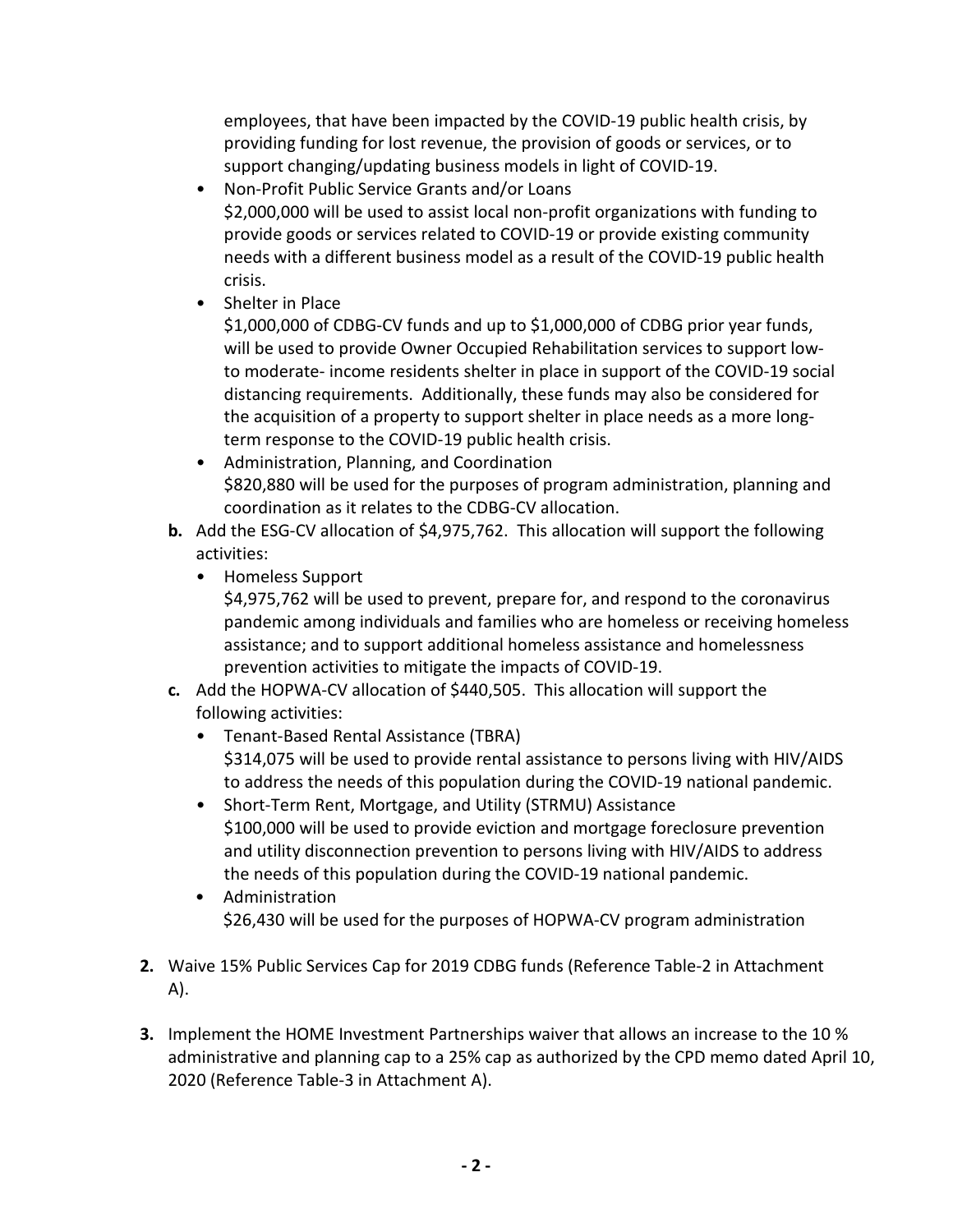employees, that have been impacted by the COVID-19 public health crisis, by providing funding for lost revenue, the provision of goods or services, or to support changing/updating business models in light of COVID-19.

   - Non-Profit Public Service Grants and/or Loans
     $2,000,000 will be used to assist local non-profit organizations with funding to provide goods or services related to COVID-19 or provide existing community needs with a different business model as a result of the COVID-19 public health crisis.
   - Shelter in Place
     $1,000,000 of CDBG-CV funds and up to $1,000,000 of CDBG prior year funds, will be used to provide Owner Occupied Rehabilitation services to support low- to moderate- income residents shelter in place in support of the COVID-19 social distancing requirements. Additionally, these funds may also be considered for the acquisition of a property to support shelter in place needs as a more long-term response to the COVID-19 public health crisis.
   - Administration, Planning, and Coordination
     $820,880 will be used for the purposes of program administration, planning and coordination as it relates to the CDBG-CV allocation.

   **b.** Add the ESG-CV allocation of $4,975,762. This allocation will support the following activities:

   - Homeless Support
     $4,975,762 will be used to prevent, prepare for, and respond to the coronavirus pandemic among individuals and families who are homeless or receiving homeless assistance; and to support additional homeless assistance and homelessness prevention activities to mitigate the impacts of COVID-19.

   **c.** Add the HOPWA-CV allocation of $440,505. This allocation will support the following activities:

   - Tenant-Based Rental Assistance (TBRA)
     $314,075 will be used to provide rental assistance to persons living with HIV/AIDS to address the needs of this population during the COVID-19 national pandemic.
   - Short-Term Rent, Mortgage, and Utility (STRMU) Assistance
     $100,000 will be used to provide eviction and mortgage foreclosure prevention and utility disconnection prevention to persons living with HIV/AIDS to address the needs of this population during the COVID-19 national pandemic.
   - Administration
     $26,430 will be used for the purposes of HOPWA-CV program administration

**2.** Waive 15% Public Services Cap for 2019 CDBG funds (Reference Table-2 in Attachment A).

**3.** Implement the HOME Investment Partnerships waiver that allows an increase to the 10 % administrative and planning cap to a 25% cap as authorized by the CPD memo dated April 10, 2020 (Reference Table-3 in Attachment A).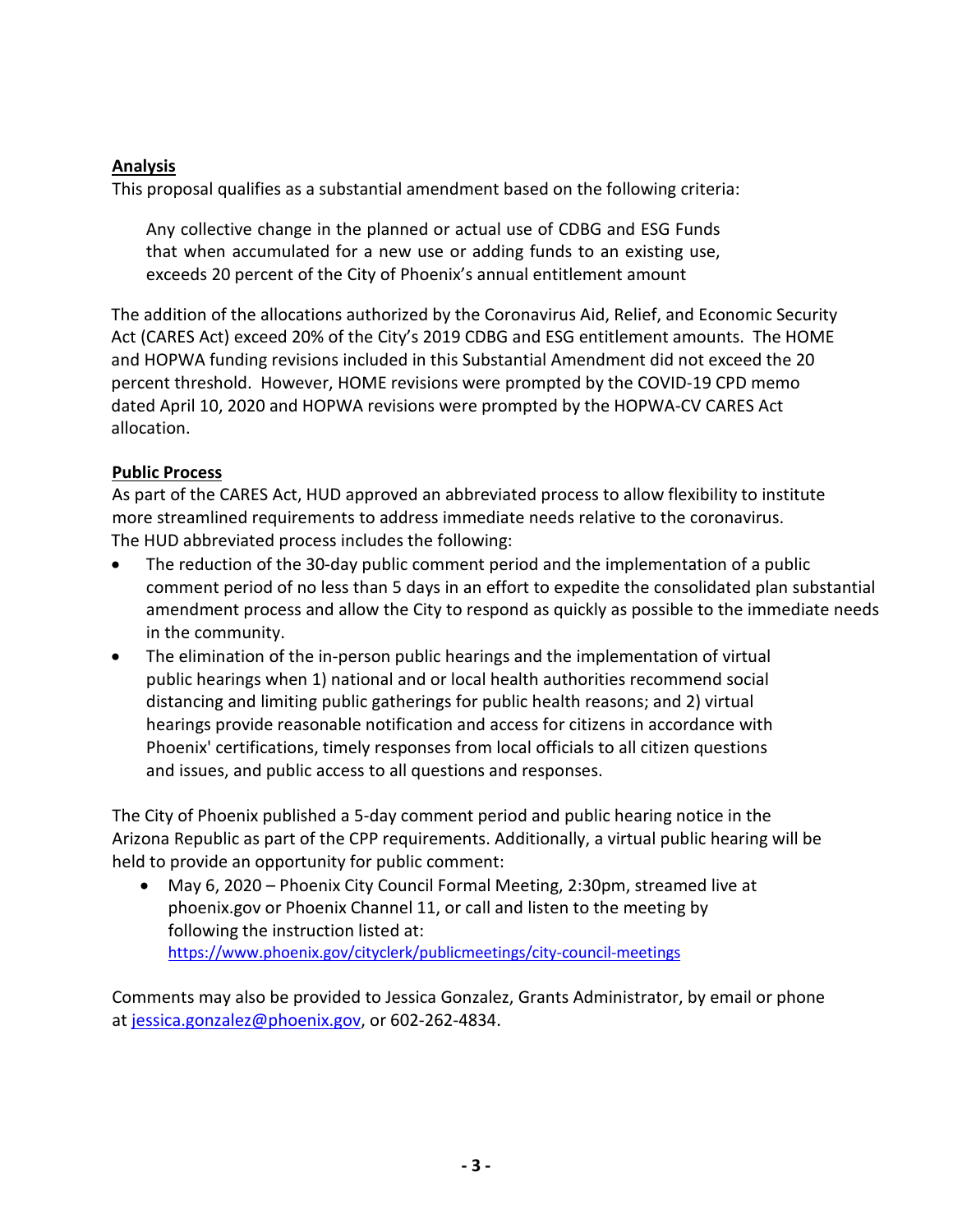**Analysis**

This proposal qualifies as a substantial amendment based on the following criteria:

> Any collective change in the planned or actual use of CDBG and ESG Funds that when accumulated for a new use or adding funds to an existing use, exceeds 20 percent of the City of Phoenix's annual entitlement amount

The addition of the allocations authorized by the Coronavirus Aid, Relief, and Economic Security Act (CARES Act) exceed 20% of the City's 2019 CDBG and ESG entitlement amounts. The HOME and HOPWA funding revisions included in this Substantial Amendment did not exceed the 20 percent threshold. However, HOME revisions were prompted by the COVID-19 CPD memo dated April 10, 2020 and HOPWA revisions were prompted by the HOPWA-CV CARES Act allocation.

**Public Process**

As part of the CARES Act, HUD approved an abbreviated process to allow flexibility to institute more streamlined requirements to address immediate needs relative to the coronavirus. The HUD abbreviated process includes the following:

- The reduction of the 30-day public comment period and the implementation of a public comment period of no less than 5 days in an effort to expedite the consolidated plan substantial amendment process and allow the City to respond as quickly as possible to the immediate needs in the community.
- The elimination of the in-person public hearings and the implementation of virtual public hearings when 1) national and or local health authorities recommend social distancing and limiting public gatherings for public health reasons; and 2) virtual hearings provide reasonable notification and access for citizens in accordance with Phoenix' certifications, timely responses from local officials to all citizen questions and issues, and public access to all questions and responses.

The City of Phoenix published a 5-day comment period and public hearing notice in the Arizona Republic as part of the CPP requirements. Additionally, a virtual public hearing will be held to provide an opportunity for public comment:

- May 6, 2020 – Phoenix City Council Formal Meeting, 2:30pm, streamed live at phoenix.gov or Phoenix Channel 11, or call and listen to the meeting by following the instruction listed at: https://www.phoenix.gov/cityclerk/publicmeetings/city-council-meetings

Comments may also be provided to Jessica Gonzalez, Grants Administrator, by email or phone at jessica.gonzalez@phoenix.gov, or 602-262-4834.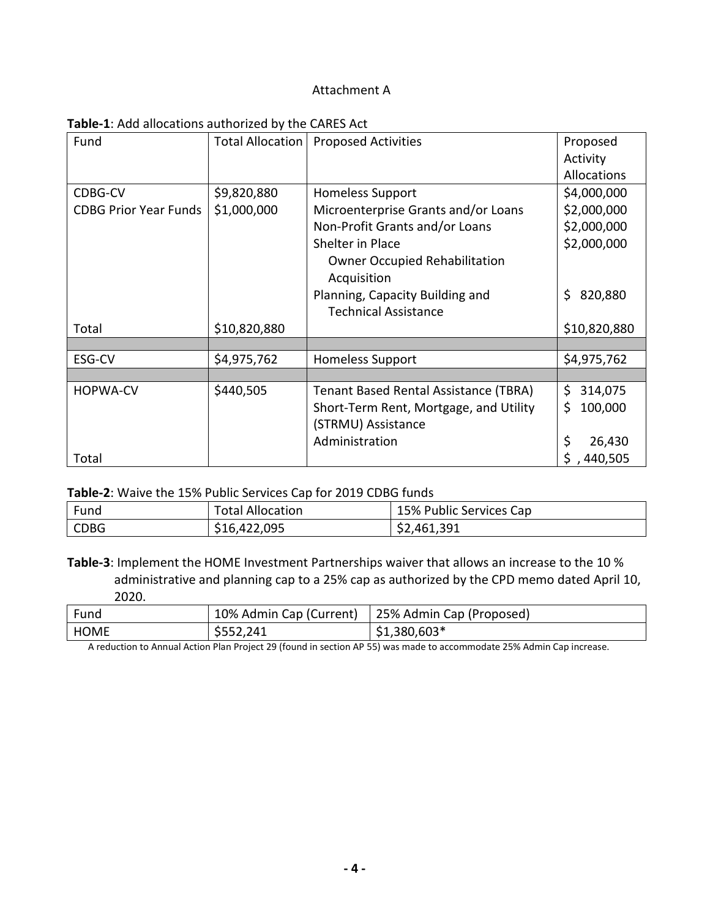Attachment A

**Table-1**: Add allocations authorized by the CARES Act

| Fund | Total Allocation | Proposed Activities | Proposed Activity Allocations |
|---|---|---|---|
| CDBG-CV | $9,820,880 | Homeless Support | $4,000,000 |
| CDBG Prior Year Funds | $1,000,000 | Microenterprise Grants and/or Loans | $2,000,000 |
| | | Non-Profit Grants and/or Loans | $2,000,000 |
| | | Shelter in Place<br>Owner Occupied Rehabilitation<br>Acquisition | $2,000,000 |
| | | Planning, Capacity Building and Technical Assistance | $ 820,880 |
| Total | $10,820,880 | | $10,820,880 |
| | | | |
| ESG-CV | $4,975,762 | Homeless Support | $4,975,762 |
| | | | |
| HOPWA-CV | $440,505 | Tenant Based Rental Assistance (TBRA) | $ 314,075 |
| | | Short-Term Rent, Mortgage, and Utility (STRMU) Assistance | $ 100,000 |
| | | Administration | $ 26,430 |
| Total | | | $ , 440,505 |

**Table-2**: Waive the 15% Public Services Cap for 2019 CDBG funds

| Fund | Total Allocation | 15% Public Services Cap |
|---|---|---|
| CDBG | $16,422,095 | $2,461,391 |

**Table-3**: Implement the HOME Investment Partnerships waiver that allows an increase to the 10 % administrative and planning cap to a 25% cap as authorized by the CPD memo dated April 10, 2020.

| Fund | 10% Admin Cap (Current) | 25% Admin Cap (Proposed) |
|---|---|---|
| HOME | $552,241 | $1,380,603* |

A reduction to Annual Action Plan Project 29 (found in section AP 55) was made to accommodate 25% Admin Cap increase.